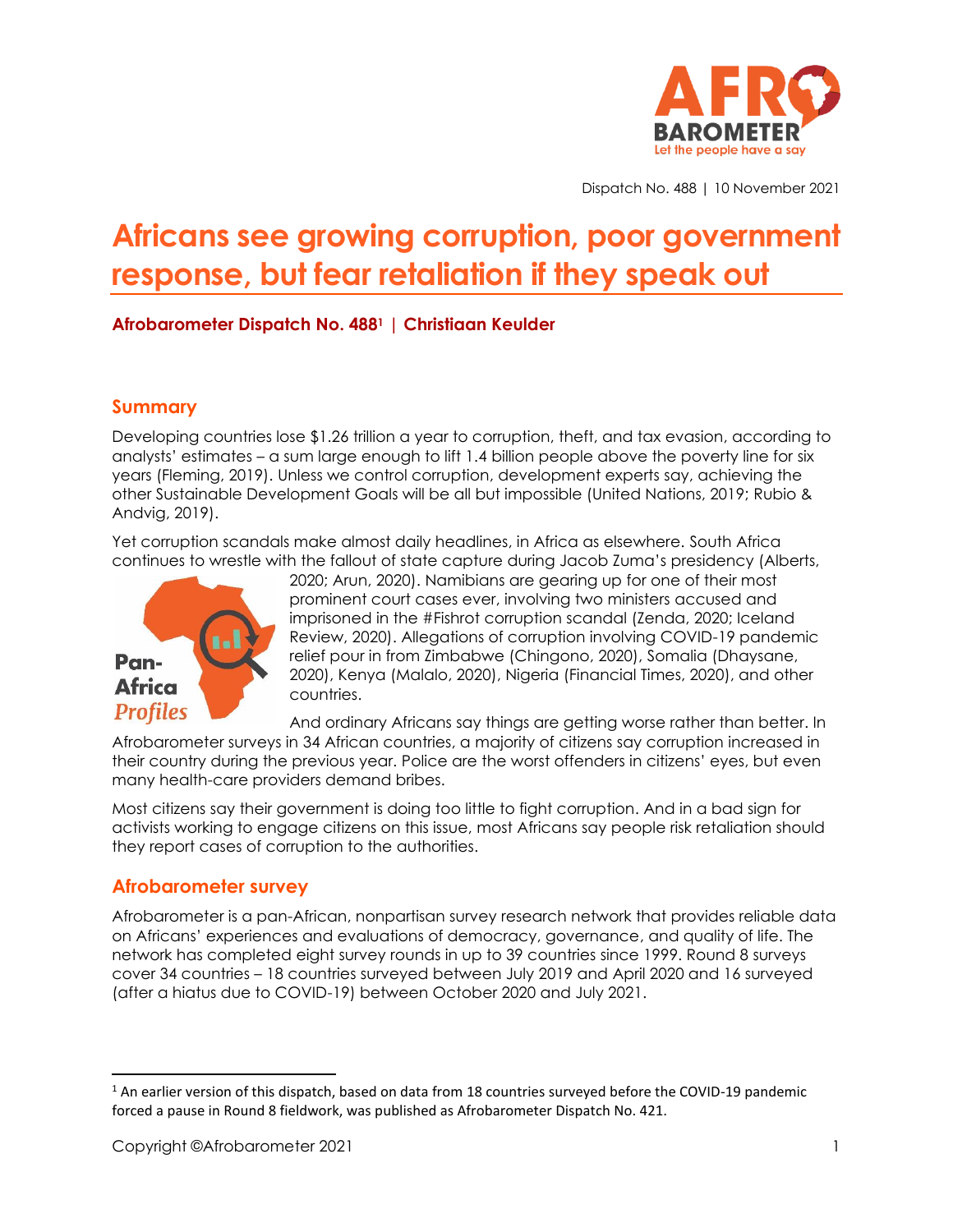Dispatch No. 488 | 10 November 2021

# Africans see growing corruption, poor government response, but fear retaliation if they speak out

**Afrobarometer Dispatch No. 488[1] | Christiaan Keulder**

## Summary

Developing countries lose $1.26 trillion a year to corruption, theft, and tax evasion, according to analysts' estimates – a sum large enough to lift 1.4 billion people above the poverty line for six years (Fleming, 2019). Unless we control corruption, development experts say, achieving the other Sustainable Development Goals will be all but impossible (United Nations, 2019; Rubio & Andvig, 2019).

Yet corruption scandals make almost daily headlines, in Africa as elsewhere. South Africa continues to wrestle with the fallout of state capture during Jacob Zuma's presidency (Alberts, 2020; Arun, 2020). Namibians are gearing up for one of their most prominent court cases ever, involving two ministers accused and imprisoned in the #Fishrot corruption scandal (Zenda, 2020; Iceland Review, 2020). Allegations of corruption involving COVID-19 pandemic relief pour in from Zimbabwe (Chingono, 2020), Somalia (Dhaysane, 2020), Kenya (Malalo, 2020), Nigeria (Financial Times, 2020), and other countries.

And ordinary Africans say things are getting worse rather than better. In Afrobarometer surveys in 34 African countries, a majority of citizens say corruption increased in their country during the previous year. Police are the worst offenders in citizens' eyes, but even many health-care providers demand bribes.

Most citizens say their government is doing too little to fight corruption. And in a bad sign for activists working to engage citizens on this issue, most Africans say people risk retaliation should they report cases of corruption to the authorities.

## Afrobarometer survey

Afrobarometer is a pan-African, nonpartisan survey research network that provides reliable data on Africans' experiences and evaluations of democracy, governance, and quality of life. The network has completed eight survey rounds in up to 39 countries since 1999. Round 8 surveys cover 34 countries – 18 countries surveyed between July 2019 and April 2020 and 16 surveyed (after a hiatus due to COVID-19) between October 2020 and July 2021.

[1] An earlier version of this dispatch, based on data from 18 countries surveyed before the COVID-19 pandemic forced a pause in Round 8 fieldwork, was published as Afrobarometer Dispatch No. 421.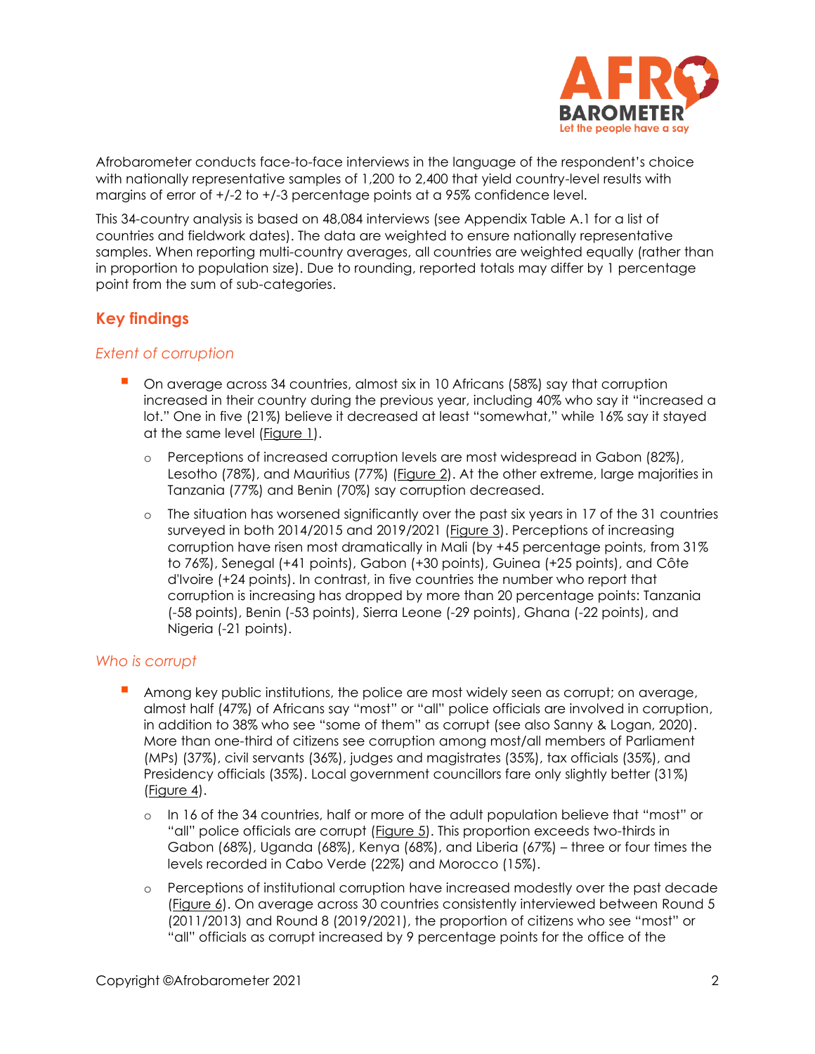Afrobarometer conducts face-to-face interviews in the language of the respondent's choice with nationally representative samples of 1,200 to 2,400 that yield country-level results with margins of error of +/-2 to +/-3 percentage points at a 95% confidence level.

This 34-country analysis is based on 48,084 interviews (see Appendix Table A.1 for a list of countries and fieldwork dates). The data are weighted to ensure nationally representative samples. When reporting multi-country averages, all countries are weighted equally (rather than in proportion to population size). Due to rounding, reported totals may differ by 1 percentage point from the sum of sub-categories.

## Key findings

### *Extent of corruption*

- On average across 34 countries, almost six in 10 Africans (58%) say that corruption increased in their country during the previous year, including 40% who say it "increased a lot." One in five (21%) believe it decreased at least "somewhat," while 16% say it stayed at the same level (Figure 1).
  - Perceptions of increased corruption levels are most widespread in Gabon (82%), Lesotho (78%), and Mauritius (77%) (Figure 2). At the other extreme, large majorities in Tanzania (77%) and Benin (70%) say corruption decreased.
  - The situation has worsened significantly over the past six years in 17 of the 31 countries surveyed in both 2014/2015 and 2019/2021 (Figure 3). Perceptions of increasing corruption have risen most dramatically in Mali (by +45 percentage points, from 31% to 76%), Senegal (+41 points), Gabon (+30 points), Guinea (+25 points), and Côte d'Ivoire (+24 points). In contrast, in five countries the number who report that corruption is increasing has dropped by more than 20 percentage points: Tanzania (-58 points), Benin (-53 points), Sierra Leone (-29 points), Ghana (-22 points), and Nigeria (-21 points).

### *Who is corrupt*

- Among key public institutions, the police are most widely seen as corrupt; on average, almost half (47%) of Africans say "most" or "all" police officials are involved in corruption, in addition to 38% who see "some of them" as corrupt (see also Sanny & Logan, 2020). More than one-third of citizens see corruption among most/all members of Parliament (MPs) (37%), civil servants (36%), judges and magistrates (35%), tax officials (35%), and Presidency officials (35%). Local government councillors fare only slightly better (31%) (Figure 4).
  - In 16 of the 34 countries, half or more of the adult population believe that "most" or "all" police officials are corrupt (Figure 5). This proportion exceeds two-thirds in Gabon (68%), Uganda (68%), Kenya (68%), and Liberia (67%) – three or four times the levels recorded in Cabo Verde (22%) and Morocco (15%).
  - Perceptions of institutional corruption have increased modestly over the past decade (Figure 6). On average across 30 countries consistently interviewed between Round 5 (2011/2013) and Round 8 (2019/2021), the proportion of citizens who see "most" or "all" officials as corrupt increased by 9 percentage points for the office of the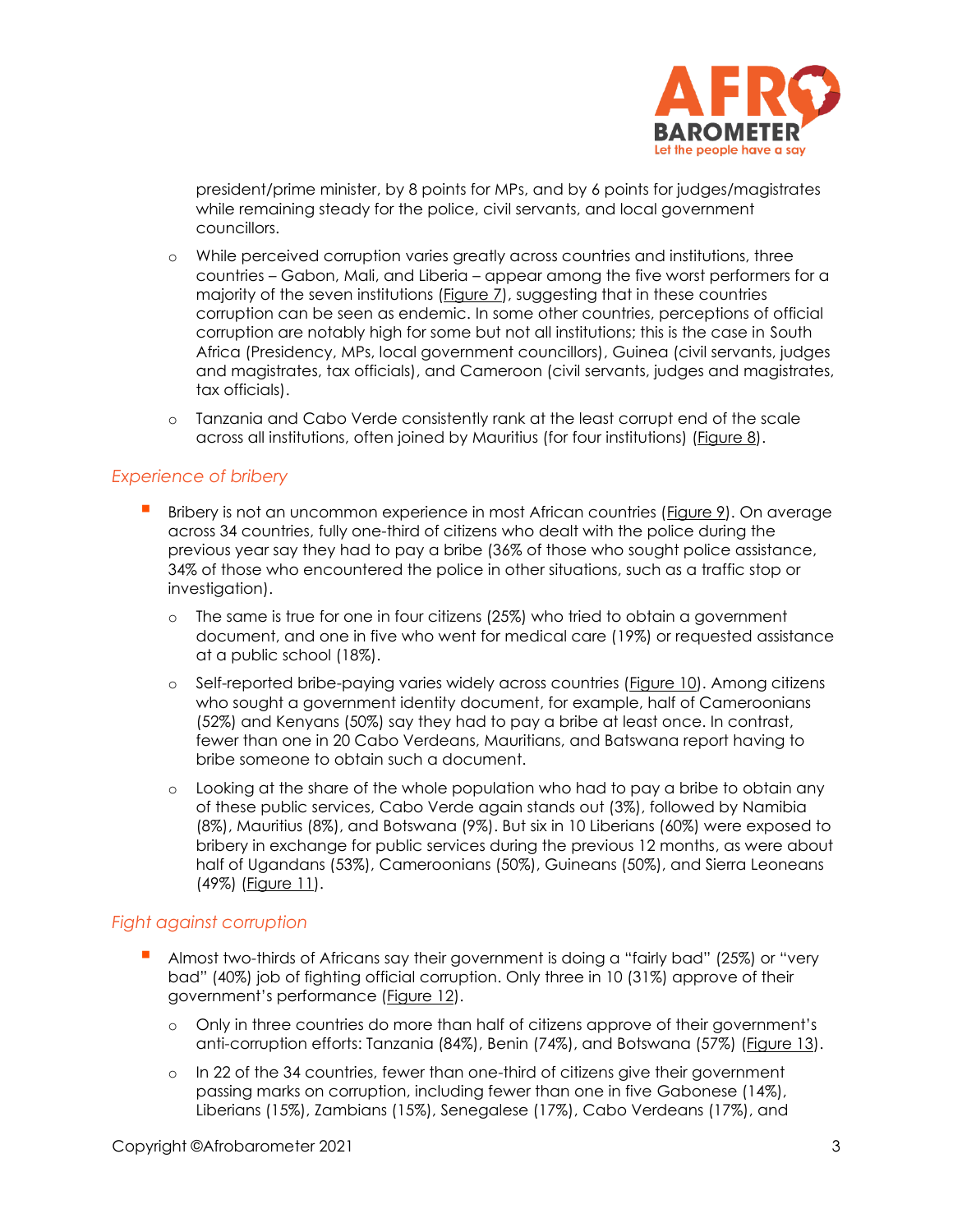president/prime minister, by 8 points for MPs, and by 6 points for judges/magistrates while remaining steady for the police, civil servants, and local government councillors.

- While perceived corruption varies greatly across countries and institutions, three countries – Gabon, Mali, and Liberia – appear among the five worst performers for a majority of the seven institutions (Figure 7), suggesting that in these countries corruption can be seen as endemic. In some other countries, perceptions of official corruption are notably high for some but not all institutions; this is the case in South Africa (Presidency, MPs, local government councillors), Guinea (civil servants, judges and magistrates, tax officials), and Cameroon (civil servants, judges and magistrates, tax officials).
- Tanzania and Cabo Verde consistently rank at the least corrupt end of the scale across all institutions, often joined by Mauritius (for four institutions) (Figure 8).

### *Experience of bribery*

- Bribery is not an uncommon experience in most African countries (Figure 9). On average across 34 countries, fully one-third of citizens who dealt with the police during the previous year say they had to pay a bribe (36% of those who sought police assistance, 34% of those who encountered the police in other situations, such as a traffic stop or investigation).
  - The same is true for one in four citizens (25%) who tried to obtain a government document, and one in five who went for medical care (19%) or requested assistance at a public school (18%).
  - Self-reported bribe-paying varies widely across countries (Figure 10). Among citizens who sought a government identity document, for example, half of Cameroonians (52%) and Kenyans (50%) say they had to pay a bribe at least once. In contrast, fewer than one in 20 Cabo Verdeans, Mauritians, and Batswana report having to bribe someone to obtain such a document.
  - Looking at the share of the whole population who had to pay a bribe to obtain any of these public services, Cabo Verde again stands out (3%), followed by Namibia (8%), Mauritius (8%), and Botswana (9%). But six in 10 Liberians (60%) were exposed to bribery in exchange for public services during the previous 12 months, as were about half of Ugandans (53%), Cameroonians (50%), Guineans (50%), and Sierra Leoneans (49%) (Figure 11).

### *Fight against corruption*

- Almost two-thirds of Africans say their government is doing a "fairly bad" (25%) or "very bad" (40%) job of fighting official corruption. Only three in 10 (31%) approve of their government's performance (Figure 12).
  - Only in three countries do more than half of citizens approve of their government's anti-corruption efforts: Tanzania (84%), Benin (74%), and Botswana (57%) (Figure 13).
  - In 22 of the 34 countries, fewer than one-third of citizens give their government passing marks on corruption, including fewer than one in five Gabonese (14%), Liberians (15%), Zambians (15%), Senegalese (17%), Cabo Verdeans (17%), and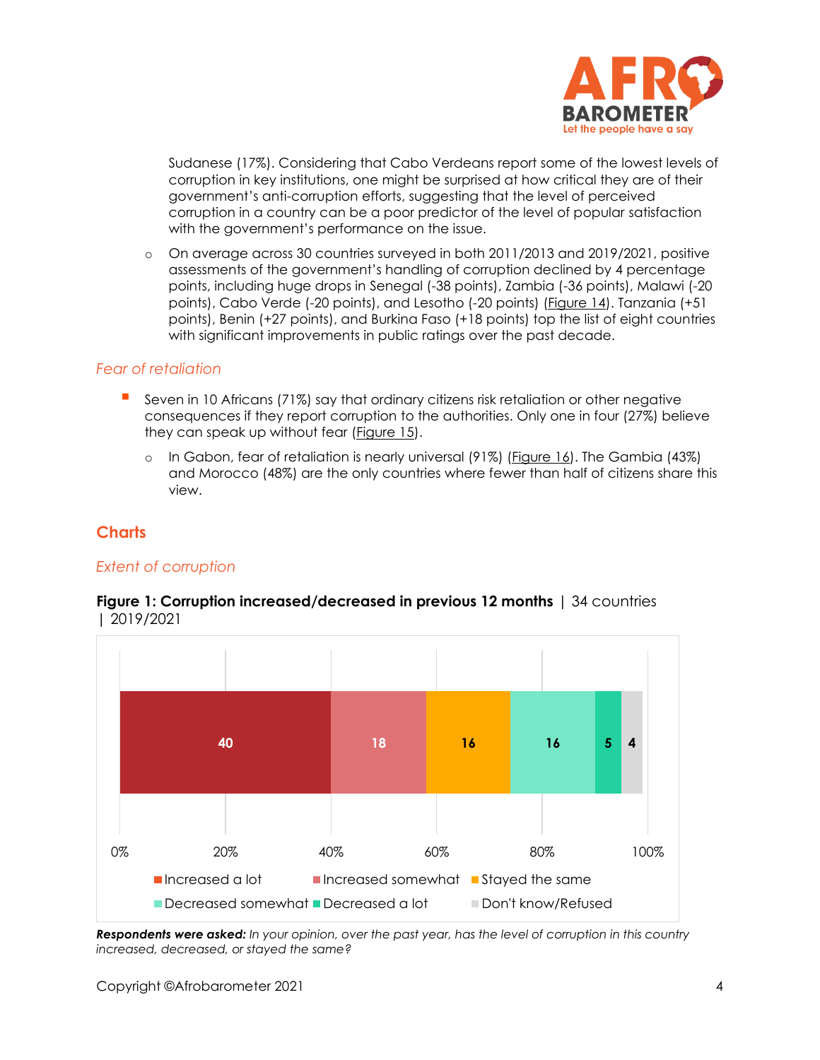Sudanese (17%). Considering that Cabo Verdeans report some of the lowest levels of corruption in key institutions, one might be surprised at how critical they are of their government's anti-corruption efforts, suggesting that the level of perceived corruption in a country can be a poor predictor of the level of popular satisfaction with the government's performance on the issue.

- On average across 30 countries surveyed in both 2011/2013 and 2019/2021, positive assessments of the government's handling of corruption declined by 4 percentage points, including huge drops in Senegal (-38 points), Zambia (-36 points), Malawi (-20 points), Cabo Verde (-20 points), and Lesotho (-20 points) (Figure 14). Tanzania (+51 points), Benin (+27 points), and Burkina Faso (+18 points) top the list of eight countries with significant improvements in public ratings over the past decade.

### *Fear of retaliation*

- Seven in 10 Africans (71%) say that ordinary citizens risk retaliation or other negative consequences if they report corruption to the authorities. Only one in four (27%) believe they can speak up without fear (Figure 15).
  - In Gabon, fear of retaliation is nearly universal (91%) (Figure 16). The Gambia (43%) and Morocco (48%) are the only countries where fewer than half of citizens share this view.

## Charts

### *Extent of corruption*

**Figure 1: Corruption increased/decreased in previous 12 months** | 34 countries | 2019/2021

| Increased a lot | Increased somewhat | Stayed the same | Decreased somewhat | Decreased a lot | Don't know/Refused |
|---|---|---|---|---|---|
| 40 | 18 | 16 | 16 | 5 | 4 |

***Respondents were asked:*** *In your opinion, over the past year, has the level of corruption in this country increased, decreased, or stayed the same?*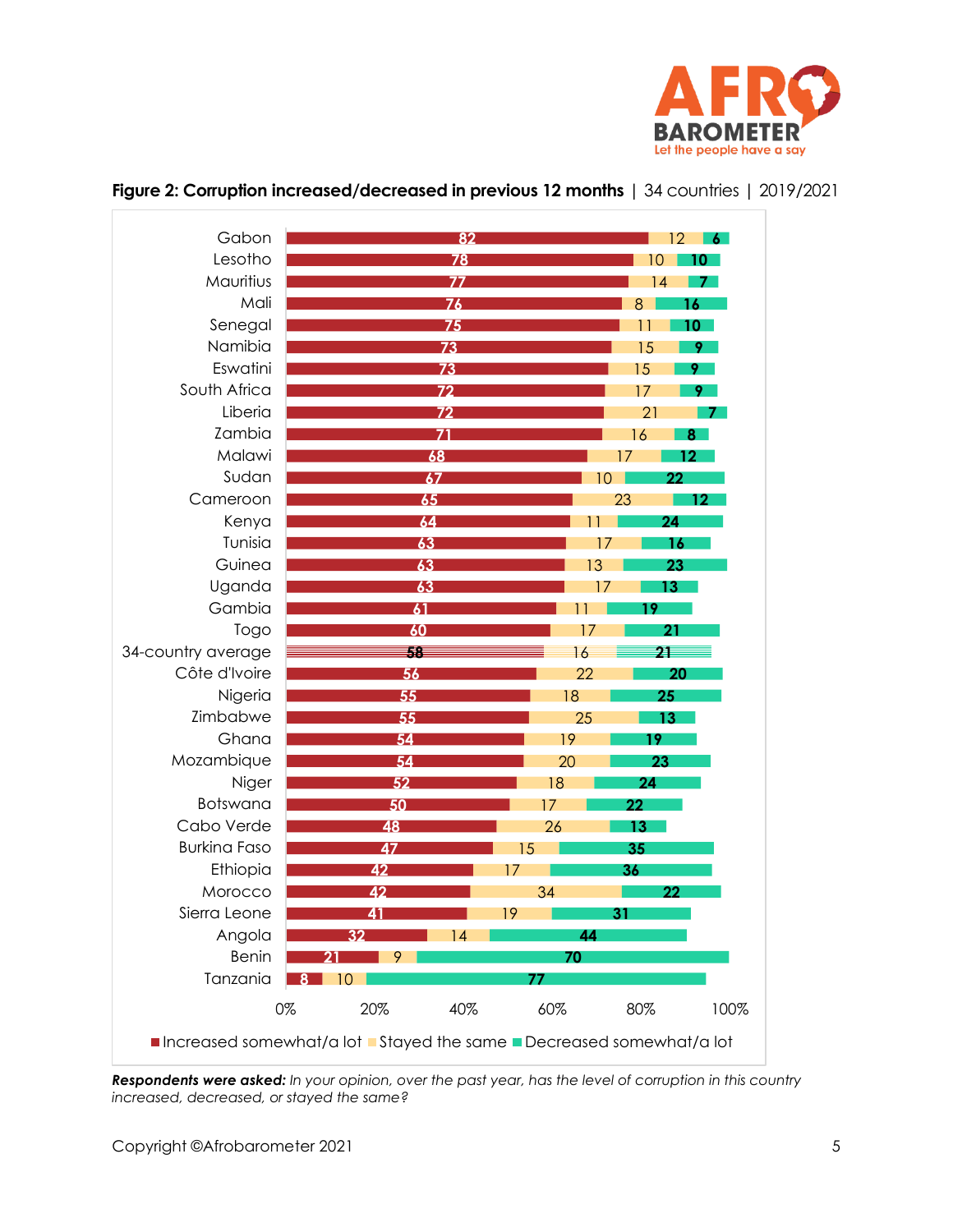**Figure 2: Corruption increased/decreased in previous 12 months** | 34 countries | 2019/2021

| Country | Increased somewhat/a lot | Stayed the same | Decreased somewhat/a lot |
|---|---|---|---|
| Gabon | 82 | 12 | 6 |
| Lesotho | 78 | 10 | 10 |
| Mauritius | 77 | 14 | 7 |
| Mali | 76 | 8 | 16 |
| Senegal | 75 | 11 | 10 |
| Namibia | 73 | 15 | 9 |
| Eswatini | 73 | 15 | 9 |
| South Africa | 72 | 17 | 9 |
| Liberia | 72 | 21 | 7 |
| Zambia | 71 | 16 | 8 |
| Malawi | 68 | 17 | 12 |
| Sudan | 67 | 10 | 22 |
| Cameroon | 65 | 23 | 12 |
| Kenya | 64 | 11 | 24 |
| Tunisia | 63 | 17 | 16 |
| Guinea | 63 | 13 | 23 |
| Uganda | 63 | 17 | 13 |
| Gambia | 61 | 11 | 19 |
| Togo | 60 | 17 | 21 |
| 34-country average | 58 | 16 | 21 |
| Côte d'Ivoire | 56 | 22 | 20 |
| Nigeria | 55 | 18 | 25 |
| Zimbabwe | 55 | 25 | 13 |
| Ghana | 54 | 19 | 19 |
| Mozambique | 54 | 20 | 23 |
| Niger | 52 | 18 | 24 |
| Botswana | 50 | 17 | 22 |
| Cabo Verde | 48 | 26 | 13 |
| Burkina Faso | 47 | 15 | 35 |
| Ethiopia | 42 | 17 | 36 |
| Morocco | 42 | 34 | 22 |
| Sierra Leone | 41 | 19 | 31 |
| Angola | 32 | 14 | 44 |
| Benin | 21 | 9 | 70 |
| Tanzania | 8 | 10 | 77 |

***Respondents were asked:*** *In your opinion, over the past year, has the level of corruption in this country increased, decreased, or stayed the same?*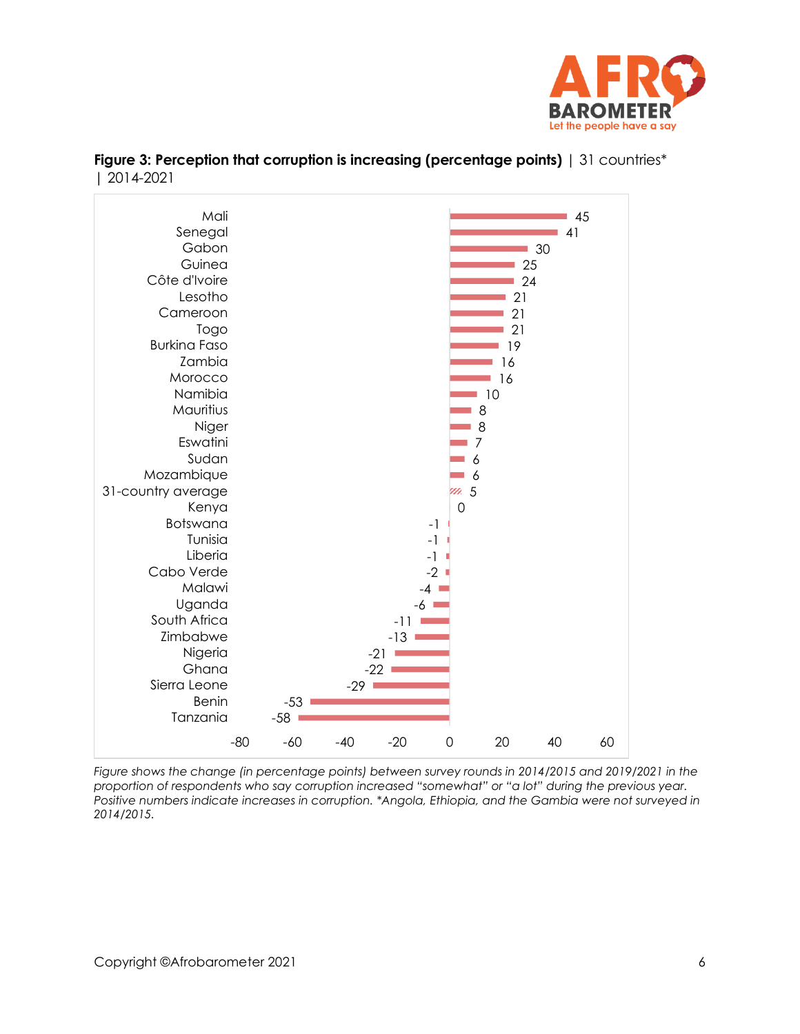**Figure 3: Perception that corruption is increasing (percentage points)** | 31 countries* | 2014-2021

| Country | Change (percentage points) |
|---|---|
| Mali | 45 |
| Senegal | 41 |
| Gabon | 30 |
| Guinea | 25 |
| Côte d'Ivoire | 24 |
| Lesotho | 21 |
| Cameroon | 21 |
| Togo | 21 |
| Burkina Faso | 19 |
| Zambia | 16 |
| Morocco | 16 |
| Namibia | 10 |
| Mauritius | 8 |
| Niger | 8 |
| Eswatini | 7 |
| Sudan | 6 |
| Mozambique | 6 |
| 31-country average | 5 |
| Kenya | 0 |
| Botswana | -1 |
| Tunisia | -1 |
| Liberia | -1 |
| Cabo Verde | -2 |
| Malawi | -4 |
| Uganda | -6 |
| South Africa | -11 |
| Zimbabwe | -13 |
| Nigeria | -21 |
| Ghana | -22 |
| Sierra Leone | -29 |
| Benin | -53 |
| Tanzania | -58 |

*Figure shows the change (in percentage points) between survey rounds in 2014/2015 and 2019/2021 in the proportion of respondents who say corruption increased "somewhat" or "a lot" during the previous year. Positive numbers indicate increases in corruption. *Angola, Ethiopia, and the Gambia were not surveyed in 2014/2015.*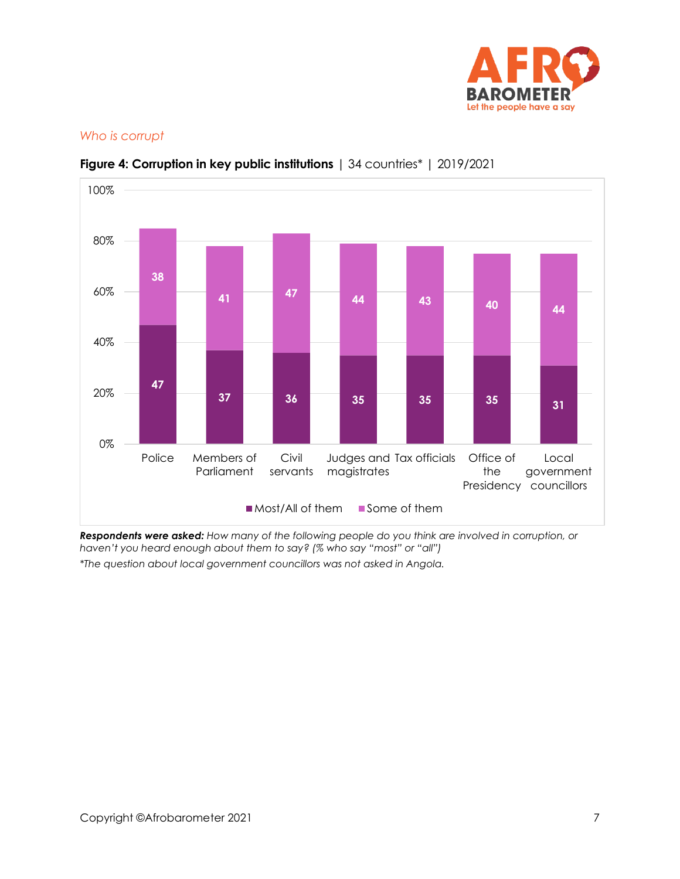*Who is corrupt*

**Figure 4: Corruption in key public institutions** | 34 countries* | 2019/2021

| | Most/All of them | Some of them |
|---|---|---|
| Police | 47 | 38 |
| Members of Parliament | 37 | 41 |
| Civil servants | 36 | 47 |
| Judges and magistrates | 35 | 44 |
| Tax officials | 35 | 43 |
| Office of the Presidency | 35 | 40 |
| Local government councillors | 31 | 44 |

***Respondents were asked:** How many of the following people do you think are involved in corruption, or haven't you heard enough about them to say? (% who say "most" or "all")*

**The question about local government councillors was not asked in Angola.*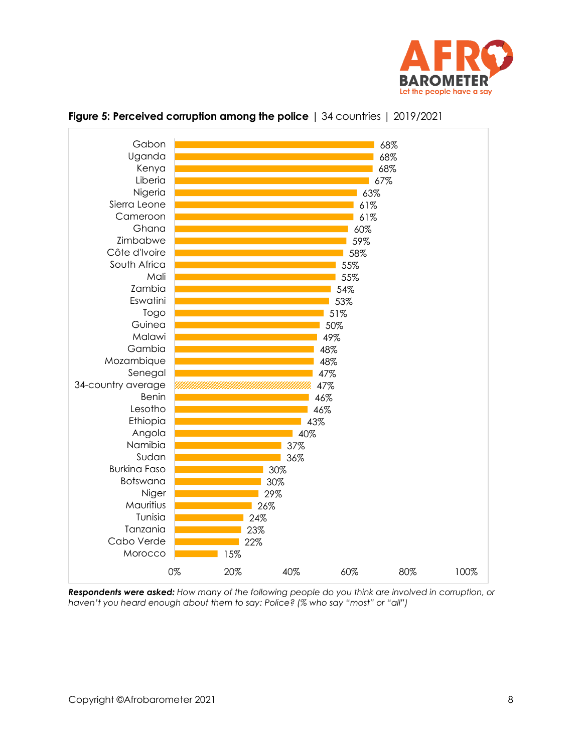**Figure 5: Perceived corruption among the police** | 34 countries | 2019/2021

| Country | % |
| --- | --- |
| Gabon | 68% |
| Uganda | 68% |
| Kenya | 68% |
| Liberia | 67% |
| Nigeria | 63% |
| Sierra Leone | 61% |
| Cameroon | 61% |
| Ghana | 60% |
| Zimbabwe | 59% |
| Côte d'Ivoire | 58% |
| South Africa | 55% |
| Mali | 55% |
| Zambia | 54% |
| Eswatini | 53% |
| Togo | 51% |
| Guinea | 50% |
| Malawi | 49% |
| Gambia | 48% |
| Mozambique | 48% |
| Senegal | 47% |
| 34-country average | 47% |
| Benin | 46% |
| Lesotho | 46% |
| Ethiopia | 43% |
| Angola | 40% |
| Namibia | 37% |
| Sudan | 36% |
| Burkina Faso | 30% |
| Botswana | 30% |
| Niger | 29% |
| Mauritius | 26% |
| Tunisia | 24% |
| Tanzania | 23% |
| Cabo Verde | 22% |
| Morocco | 15% |

***Respondents were asked:*** *How many of the following people do you think are involved in corruption, or haven't you heard enough about them to say: Police? (% who say "most" or "all")*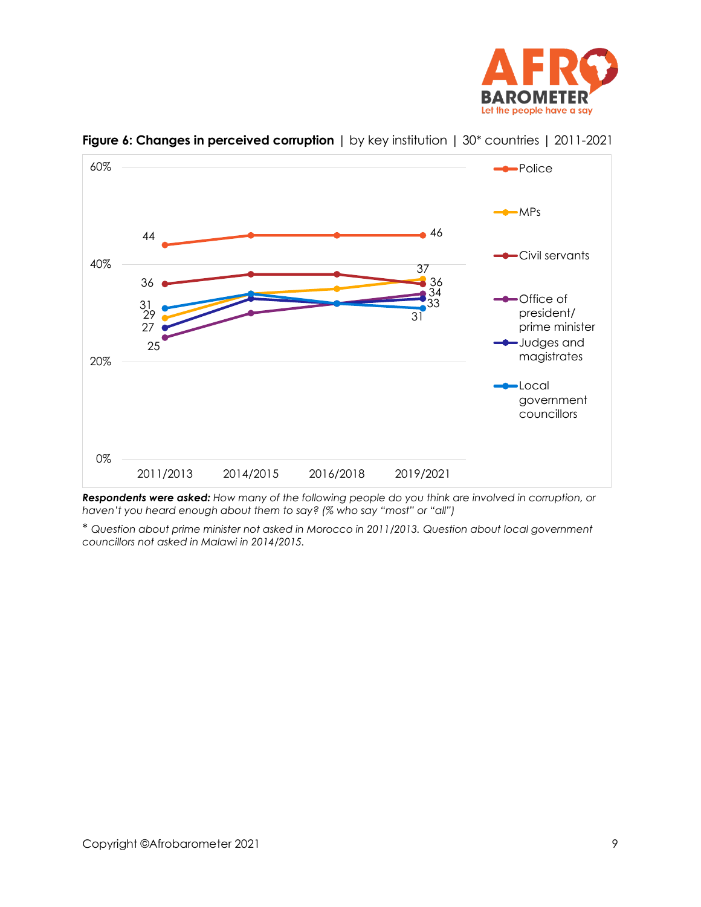**Figure 6: Changes in perceived corruption** | by key institution | 30* countries | 2011-2021

| | 2011/2013 | 2014/2015 | 2016/2018 | 2019/2021 |
|---|---|---|---|---|
| Police | 44 | | | 46 |
| MPs | 29 | | | 37 |
| Civil servants | 36 | | | 36 |
| Office of president/ prime minister | 25 | | | 34 |
| Judges and magistrates | 27 | | | 33 |
| Local government councillors | 31 | | | 31 |

***Respondents were asked:*** *How many of the following people do you think are involved in corruption, or haven't you heard enough about them to say? (% who say "most" or "all")*

\* *Question about prime minister not asked in Morocco in 2011/2013. Question about local government councillors not asked in Malawi in 2014/2015.*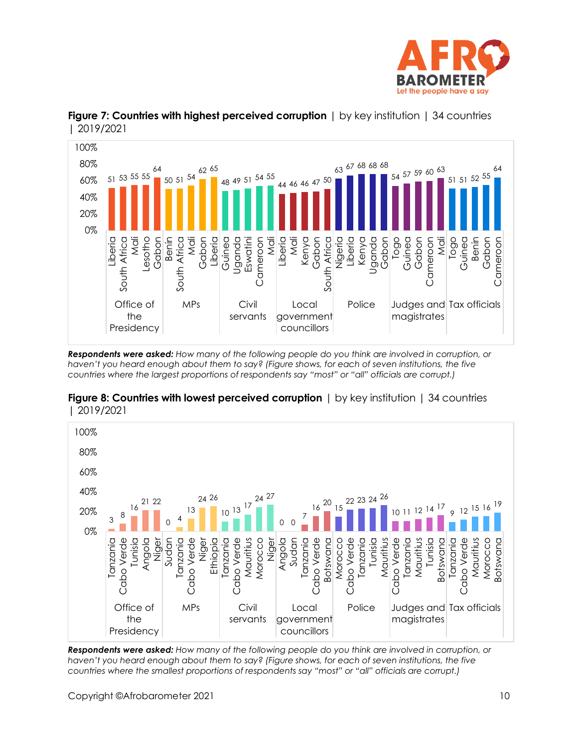**Figure 7: Countries with highest perceived corruption** | by key institution | 34 countries | 2019/2021

| Office of the Presidency | | MPs | | Civil servants | | Local government councillors | | Police | | Judges and magistrates | | Tax officials | |
|---|---|---|---|---|---|---|---|---|---|---|---|---|---|
| Liberia | 51 | Benin | 50 | Guinea | 48 | Liberia | 44 | Nigeria | 63 | Togo | 54 | Togo | 51 |
| South Africa | 53 | South Africa | 51 | Uganda | 49 | Mali | 46 | Liberia | 67 | Guinea | 57 | Guinea | 51 |
| Mali | 55 | Mali | 54 | Eswatini | 51 | Kenya | 46 | Kenya | 68 | Gabon | 59 | Benin | 52 |
| Lesotho | 55 | Gabon | 62 | Cameroon | 54 | Gabon | 47 | Uganda | 68 | Cameroon | 60 | Gabon | 55 |
| Gabon | 64 | Liberia | 65 | Mali | 55 | South Africa | 50 | Gabon | 68 | Mali | 63 | Cameroon | 64 |

***Respondents were asked:*** *How many of the following people do you think are involved in corruption, or haven't you heard enough about them to say? (Figure shows, for each of seven institutions, the five countries where the largest proportions of respondents say "most" or "all" officials are corrupt.)*

**Figure 8: Countries with lowest perceived corruption** | by key institution | 34 countries | 2019/2021

| Office of the Presidency | | MPs | | Civil servants | | Local government councillors | | Police | | Judges and magistrates | | Tax officials | |
|---|---|---|---|---|---|---|---|---|---|---|---|---|---|
| Tanzania | 3 | Sudan | 0 | Tanzania | 10 | Angola | 0 | Morocco | 15 | Cabo Verde | 10 | Tanzania | 9 |
| Cabo Verde | 8 | Tanzania | 4 | Cabo Verde | 13 | Sudan | 0 | Cabo Verde | 22 | Tanzania | 11 | Cabo Verde | 12 |
| Tunisia | 16 | Cabo Verde | 13 | Mauritius | 17 | Tanzania | 7 | Tanzania | 23 | Mauritius | 12 | Mauritius | 15 |
| Angola | 21 | Niger | 24 | Morocco | 24 | Cabo Verde | 16 | Tunisia | 24 | Tunisia | 14 | Morocco | 16 |
| Niger | 22 | Ethiopia | 26 | Niger | 27 | Botswana | 20 | Mauritius | 26 | Botswana | 17 | Botswana | 19 |

***Respondents were asked:*** *How many of the following people do you think are involved in corruption, or haven't you heard enough about them to say? (Figure shows, for each of seven institutions, the five countries where the smallest proportions of respondents say "most" or "all" officials are corrupt.)*

Copyright ©Afrobarometer 2021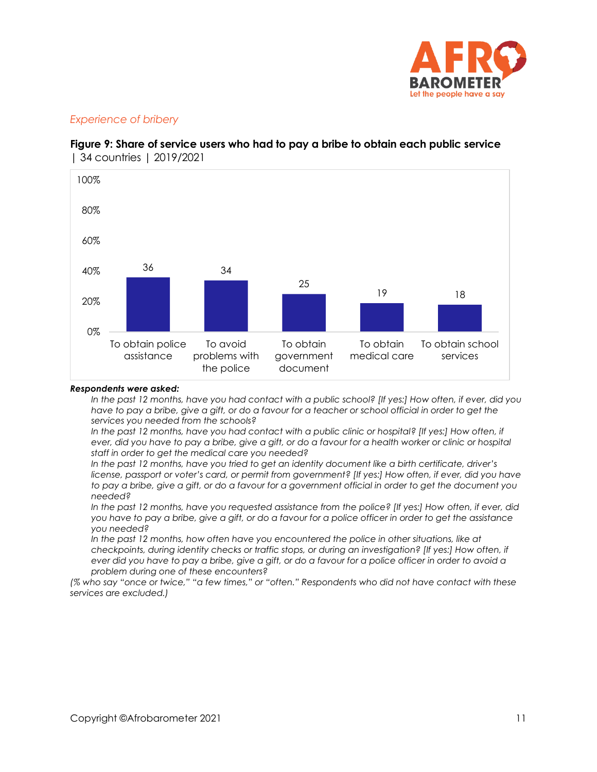*Experience of bribery*

**Figure 9: Share of service users who had to pay a bribe to obtain each public service**
| 34 countries | 2019/2021

| Service | % |
|---|---|
| To obtain police assistance | 36 |
| To avoid problems with the police | 34 |
| To obtain government document | 25 |
| To obtain medical care | 19 |
| To obtain school services | 18 |

***Respondents were asked:***

*In the past 12 months, have you had contact with a public school? [If yes:] How often, if ever, did you have to pay a bribe, give a gift, or do a favour for a teacher or school official in order to get the services you needed from the schools?*

*In the past 12 months, have you had contact with a public clinic or hospital? [If yes:] How often, if ever, did you have to pay a bribe, give a gift, or do a favour for a health worker or clinic or hospital staff in order to get the medical care you needed?*

*In the past 12 months, have you tried to get an identity document like a birth certificate, driver's license, passport or voter's card, or permit from government? [If yes:] How often, if ever, did you have to pay a bribe, give a gift, or do a favour for a government official in order to get the document you needed?*

*In the past 12 months, have you requested assistance from the police? [If yes:] How often, if ever, did you have to pay a bribe, give a gift, or do a favour for a police officer in order to get the assistance you needed?*

*In the past 12 months, how often have you encountered the police in other situations, like at checkpoints, during identity checks or traffic stops, or during an investigation? [If yes:] How often, if ever did you have to pay a bribe, give a gift, or do a favour for a police officer in order to avoid a problem during one of these encounters?*

*(% who say "once or twice," "a few times," or "often." Respondents who did not have contact with these services are excluded.)*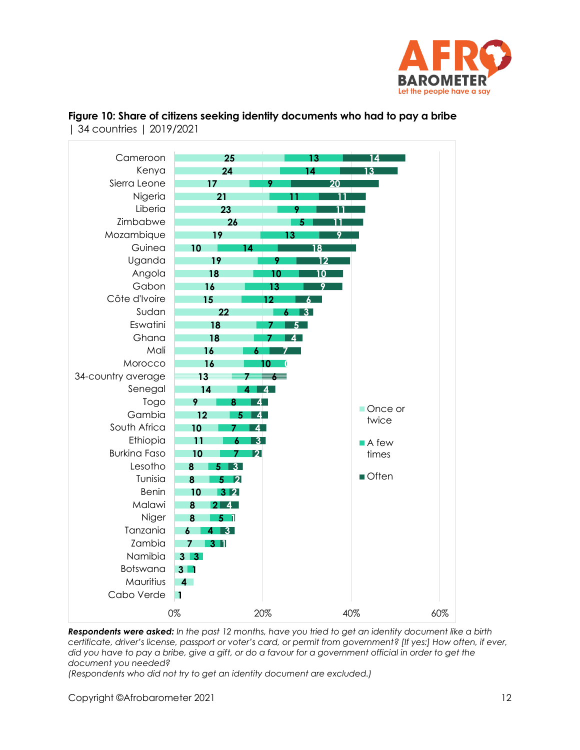**Figure 10: Share of citizens seeking identity documents who had to pay a bribe**
| 34 countries | 2019/2021

| Country | Once or twice | A few times | Often |
|---|---|---|---|
| Cameroon | 25 | 13 | 14 |
| Kenya | 24 | 14 | 13 |
| Sierra Leone | 17 | 9 | 20 |
| Nigeria | 21 | 11 | 11 |
| Liberia | 23 | 9 | 11 |
| Zimbabwe | 26 | 5 | 11 |
| Mozambique | 19 | 13 | 9 |
| Guinea | 10 | 14 | 18 |
| Uganda | 19 | 9 | 12 |
| Angola | 18 | 10 | 10 |
| Gabon | 16 | 13 | 9 |
| Côte d'Ivoire | 15 | 12 | 6 |
| Sudan | 22 | 6 | 3 |
| Eswatini | 18 | 7 | 5 |
| Ghana | 18 | 7 | 4 |
| Mali | 16 | 6 | 7 |
| Morocco | 16 | 10 | 0 |
| 34-country average | 13 | 7 | 6 |
| Senegal | 14 | 4 | 4 |
| Togo | 9 | 8 | 4 |
| Gambia | 12 | 5 | 4 |
| South Africa | 10 | 7 | 4 |
| Ethiopia | 11 | 6 | 3 |
| Burkina Faso | 10 | 7 | 2 |
| Lesotho | 8 | 5 | 3 |
| Tunisia | 8 | 5 | 2 |
| Benin | 10 | 3 | 2 |
| Malawi | 8 | 2 | 4 |
| Niger | 8 | 5 | 1 |
| Tanzania | 6 | 4 | 3 |
| Zambia | 7 | 3 | 1 |
| Namibia | 3 | 3 | |
| Botswana | 3 | 1 | |
| Mauritius | 4 | | |
| Cabo Verde | 1 | | |

***Respondents were asked:*** *In the past 12 months, have you tried to get an identity document like a birth certificate, driver's license, passport or voter's card, or permit from government? [If yes:] How often, if ever, did you have to pay a bribe, give a gift, or do a favour for a government official in order to get the document you needed?*
*(Respondents who did not try to get an identity document are excluded.)*

Copyright ©Afrobarometer 2021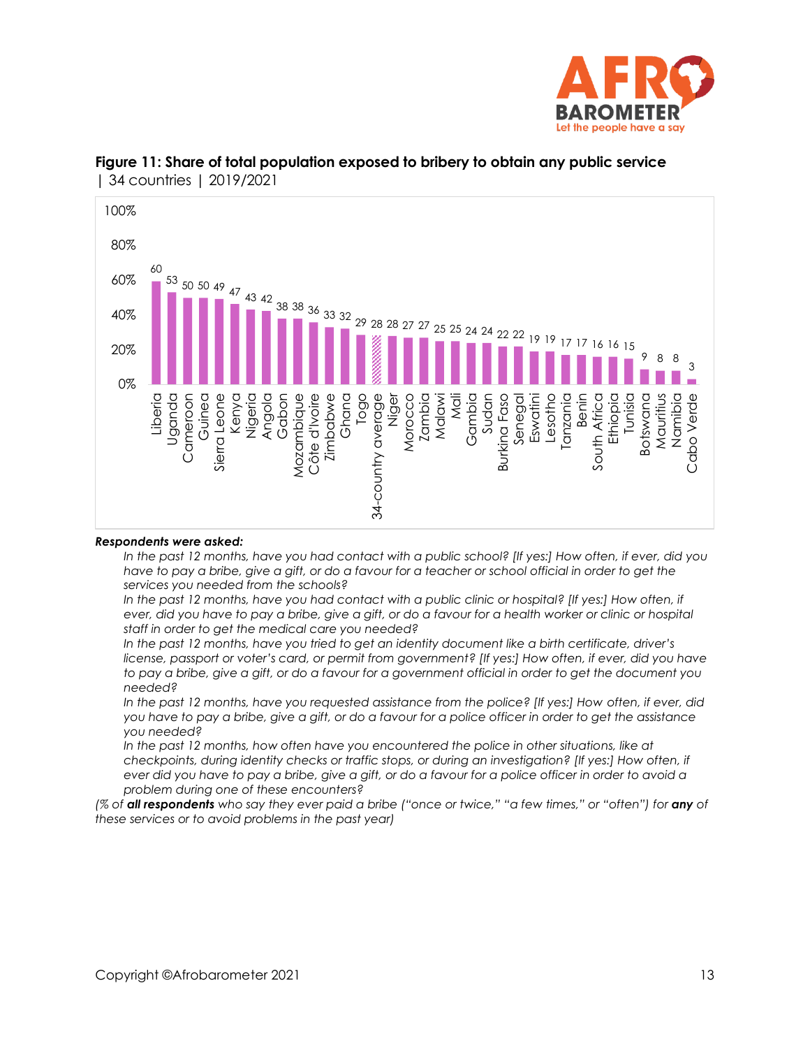**Figure 11: Share of total population exposed to bribery to obtain any public service**
| 34 countries | 2019/2021

| Country | % |
|---|---|
| Liberia | 60 |
| Uganda | 53 |
| Cameroon | 50 |
| Guinea | 50 |
| Sierra Leone | 49 |
| Kenya | 47 |
| Nigeria | 43 |
| Angola | 42 |
| Gabon | 38 |
| Mozambique | 38 |
| Côte d'Ivoire | 36 |
| Zimbabwe | 33 |
| Ghana | 32 |
| Togo | 29 |
| 34-country average | 28 |
| Niger | 28 |
| Morocco | 27 |
| Zambia | 27 |
| Malawi | 25 |
| Mali | 25 |
| Gambia | 24 |
| Sudan | 24 |
| Burkina Faso | 22 |
| Senegal | 22 |
| Eswatini | 19 |
| Lesotho | 19 |
| Tanzania | 17 |
| Benin | 17 |
| South Africa | 16 |
| Ethiopia | 16 |
| Tunisia | 15 |
| Botswana | 9 |
| Mauritius | 8 |
| Namibia | 8 |
| Cabo Verde | 3 |

***Respondents were asked:***

*In the past 12 months, have you had contact with a public school? [If yes:] How often, if ever, did you have to pay a bribe, give a gift, or do a favour for a teacher or school official in order to get the services you needed from the schools?*

*In the past 12 months, have you had contact with a public clinic or hospital? [If yes:] How often, if ever, did you have to pay a bribe, give a gift, or do a favour for a health worker or clinic or hospital staff in order to get the medical care you needed?*

*In the past 12 months, have you tried to get an identity document like a birth certificate, driver's license, passport or voter's card, or permit from government? [If yes:] How often, if ever, did you have to pay a bribe, give a gift, or do a favour for a government official in order to get the document you needed?*

*In the past 12 months, have you requested assistance from the police? [If yes:] How often, if ever, did you have to pay a bribe, give a gift, or do a favour for a police officer in order to get the assistance you needed?*

*In the past 12 months, how often have you encountered the police in other situations, like at checkpoints, during identity checks or traffic stops, or during an investigation? [If yes:] How often, if ever did you have to pay a bribe, give a gift, or do a favour for a police officer in order to avoid a problem during one of these encounters?*

*(% of **all respondents** who say they ever paid a bribe ("once or twice," "a few times," or "often") for **any** of these services or to avoid problems in the past year)*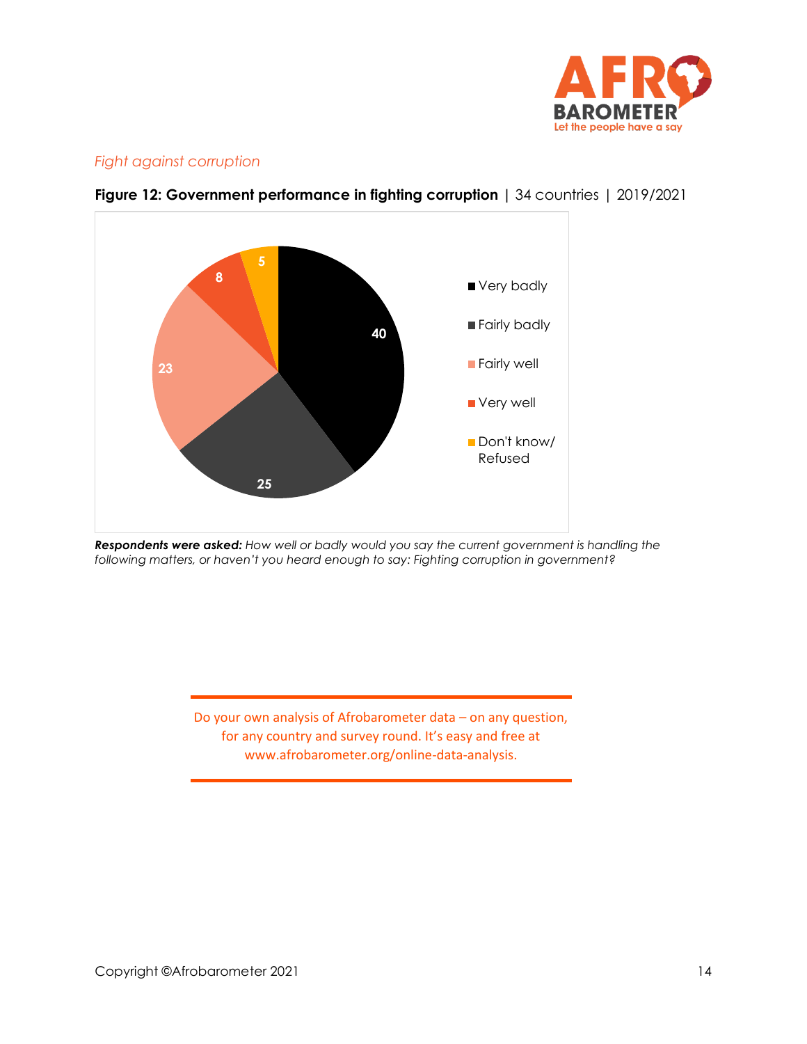*Fight against corruption*

**Figure 12: Government performance in fighting corruption** | 34 countries | 2019/2021

| Response | % |
|---|---|
| Very badly | 40 |
| Fairly badly | 25 |
| Fairly well | 23 |
| Very well | 8 |
| Don't know/ Refused | 5 |

***Respondents were asked:*** *How well or badly would you say the current government is handling the following matters, or haven't you heard enough to say: Fighting corruption in government?*

Do your own analysis of Afrobarometer data – on any question, for any country and survey round. It's easy and free at www.afrobarometer.org/online-data-analysis.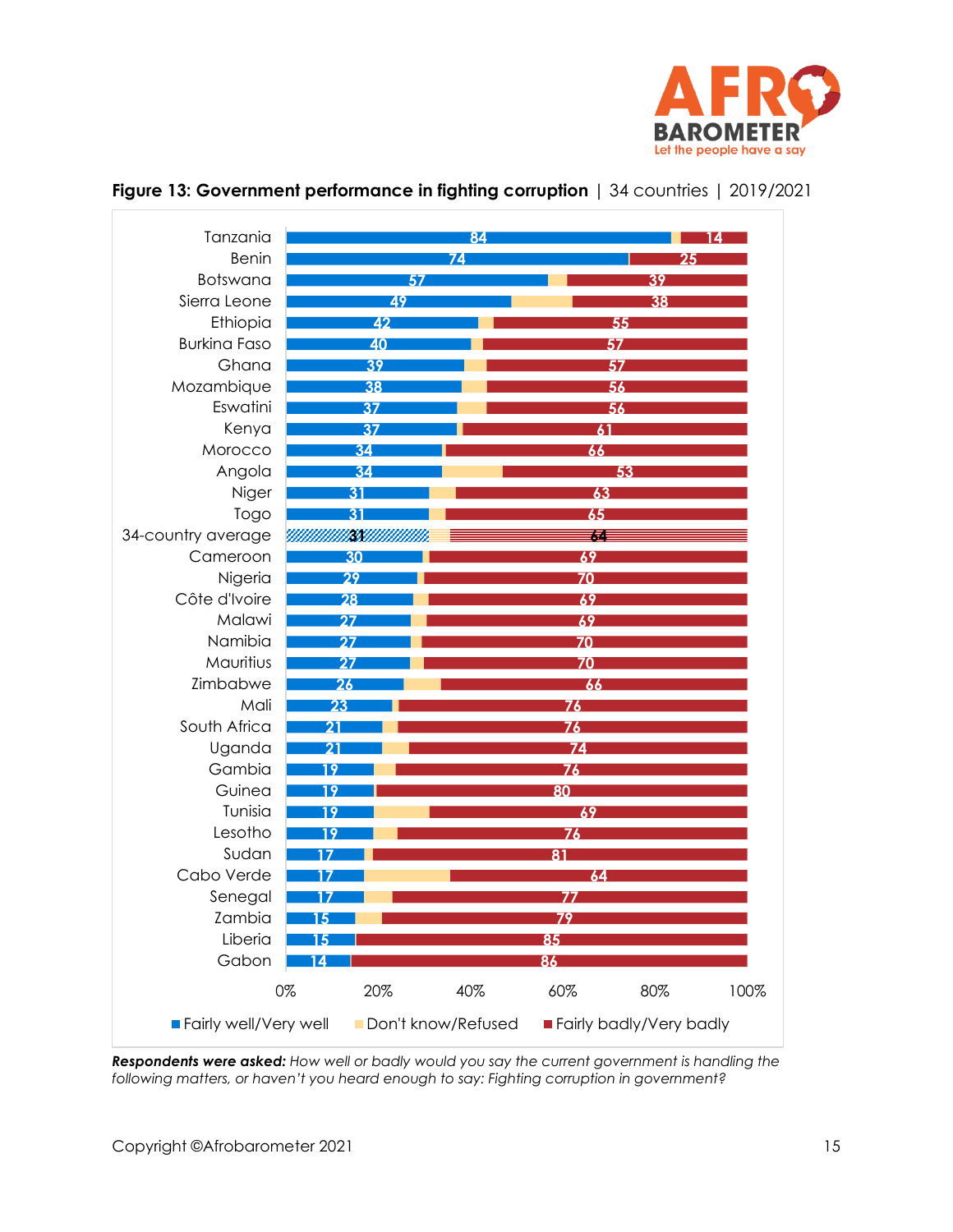**Figure 13: Government performance in fighting corruption** | 34 countries | 2019/2021

| Country | Fairly well/Very well | Fairly badly/Very badly |
|---|---|---|
| Tanzania | 84 | 14 |
| Benin | 74 | 25 |
| Botswana | 57 | 39 |
| Sierra Leone | 49 | 38 |
| Ethiopia | 42 | 55 |
| Burkina Faso | 40 | 57 |
| Ghana | 39 | 57 |
| Mozambique | 38 | 56 |
| Eswatini | 37 | 56 |
| Kenya | 37 | 61 |
| Morocco | 34 | 66 |
| Angola | 34 | 53 |
| Niger | 31 | 63 |
| Togo | 31 | 65 |
| 34-country average | 31 | 64 |
| Cameroon | 30 | 69 |
| Nigeria | 29 | 70 |
| Côte d'Ivoire | 28 | 69 |
| Malawi | 27 | 69 |
| Namibia | 27 | 70 |
| Mauritius | 27 | 70 |
| Zimbabwe | 26 | 66 |
| Mali | 23 | 76 |
| South Africa | 21 | 76 |
| Uganda | 21 | 74 |
| Gambia | 19 | 76 |
| Guinea | 19 | 80 |
| Tunisia | 19 | 69 |
| Lesotho | 19 | 76 |
| Sudan | 17 | 81 |
| Cabo Verde | 17 | 64 |
| Senegal | 17 | 77 |
| Zambia | 15 | 79 |
| Liberia | 15 | 85 |
| Gabon | 14 | 86 |

■ Fairly well/Very well ■ Don't know/Refused ■ Fairly badly/Very badly

***Respondents were asked:*** *How well or badly would you say the current government is handling the following matters, or haven't you heard enough to say: Fighting corruption in government?*

Copyright ©Afrobarometer 2021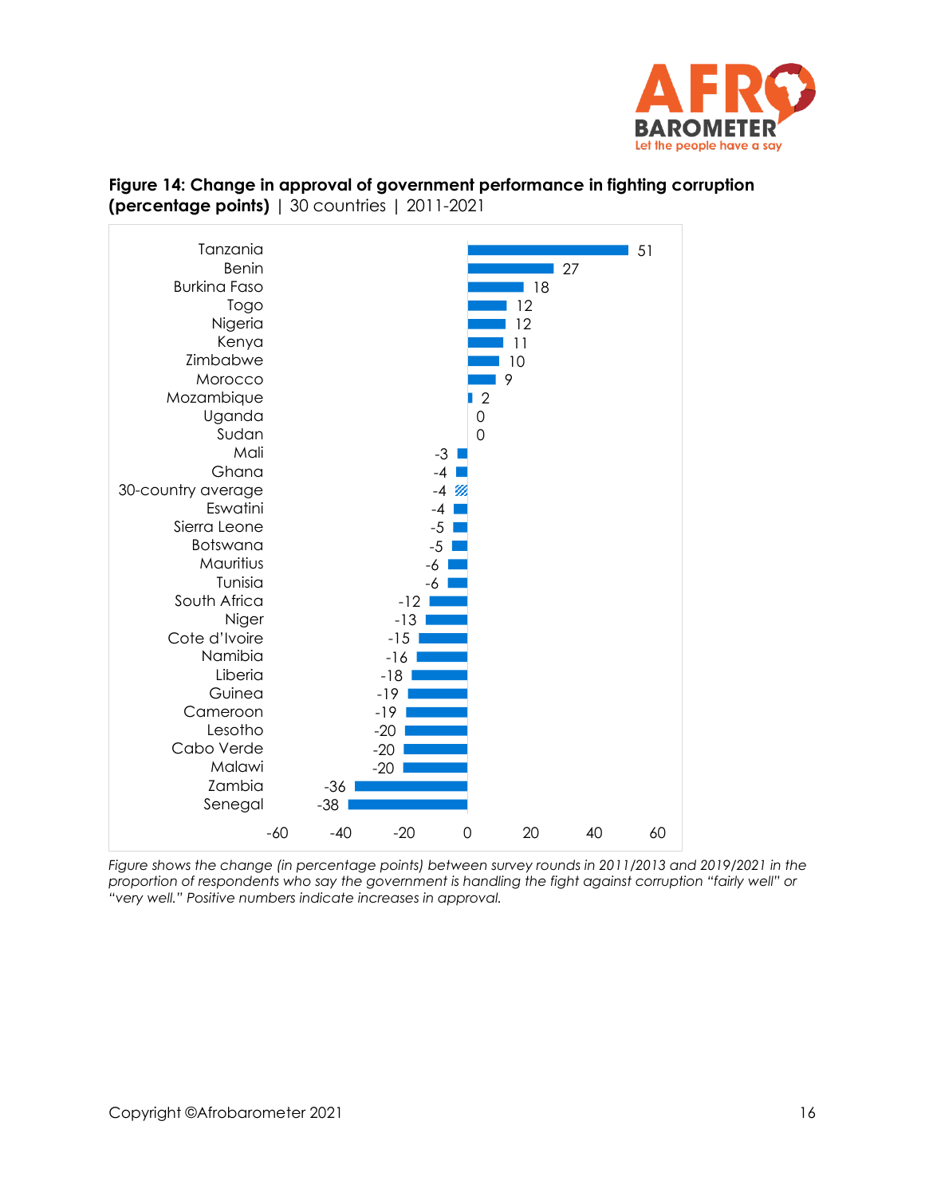**Figure 14: Change in approval of government performance in fighting corruption (percentage points)** | 30 countries | 2011-2021

| Country | Change (percentage points) |
|---|---|
| Tanzania | 51 |
| Benin | 27 |
| Burkina Faso | 18 |
| Togo | 12 |
| Nigeria | 12 |
| Kenya | 11 |
| Zimbabwe | 10 |
| Morocco | 9 |
| Mozambique | 2 |
| Uganda | 0 |
| Sudan | 0 |
| Mali | -3 |
| Ghana | -4 |
| 30-country average | -4 |
| Eswatini | -4 |
| Sierra Leone | -5 |
| Botswana | -5 |
| Mauritius | -6 |
| Tunisia | -6 |
| South Africa | -12 |
| Niger | -13 |
| Cote d'Ivoire | -15 |
| Namibia | -16 |
| Liberia | -18 |
| Guinea | -19 |
| Cameroon | -19 |
| Lesotho | -20 |
| Cabo Verde | -20 |
| Malawi | -20 |
| Zambia | -36 |
| Senegal | -38 |

*Figure shows the change (in percentage points) between survey rounds in 2011/2013 and 2019/2021 in the proportion of respondents who say the government is handling the fight against corruption "fairly well" or "very well." Positive numbers indicate increases in approval.*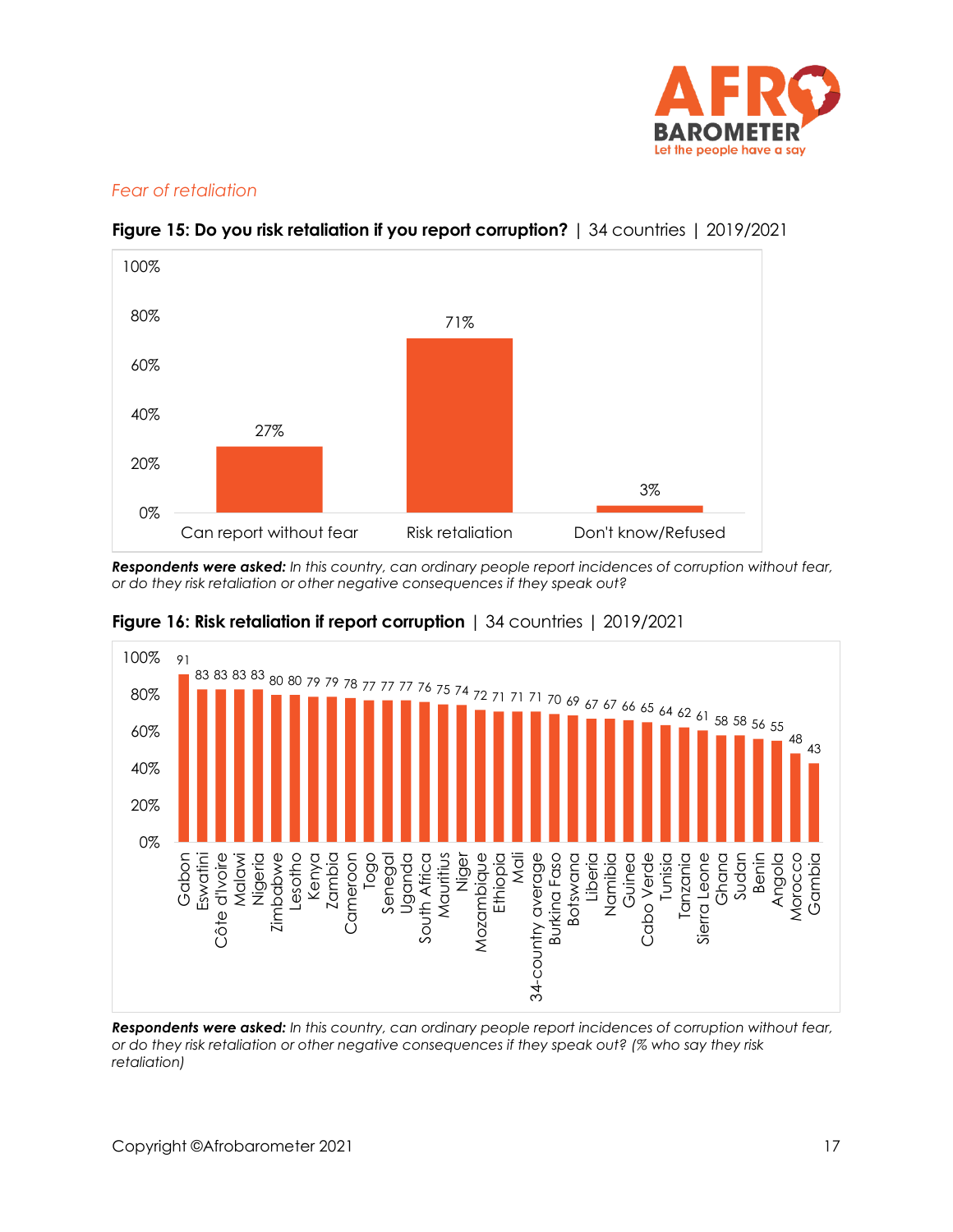*Fear of retaliation*

**Figure 15: Do you risk retaliation if you report corruption?** | 34 countries | 2019/2021

| Response | % |
|---|---|
| Can report without fear | 27% |
| Risk retaliation | 71% |
| Don't know/Refused | 3% |

***Respondents were asked:*** *In this country, can ordinary people report incidences of corruption without fear, or do they risk retaliation or other negative consequences if they speak out?*

**Figure 16: Risk retaliation if report corruption** | 34 countries | 2019/2021

| Country | % |
|---|---|
| Gabon | 91 |
| Eswatini | 83 |
| Côte d'Ivoire | 83 |
| Malawi | 83 |
| Nigeria | 83 |
| Zimbabwe | 80 |
| Lesotho | 80 |
| Kenya | 79 |
| Zambia | 79 |
| Cameroon | 78 |
| Togo | 77 |
| Senegal | 77 |
| Uganda | 77 |
| South Africa | 76 |
| Mauritius | 75 |
| Niger | 74 |
| Mozambique | 72 |
| Ethiopia | 71 |
| Mali | 71 |
| 34-country average | 71 |
| Burkina Faso | 70 |
| Botswana | 69 |
| Liberia | 67 |
| Namibia | 67 |
| Guinea | 66 |
| Cabo Verde | 65 |
| Tunisia | 64 |
| Tanzania | 62 |
| Sierra Leone | 61 |
| Ghana | 58 |
| Sudan | 58 |
| Benin | 56 |
| Angola | 55 |
| Morocco | 48 |
| Gambia | 43 |

***Respondents were asked:*** *In this country, can ordinary people report incidences of corruption without fear, or do they risk retaliation or other negative consequences if they speak out? (% who say they risk retaliation)*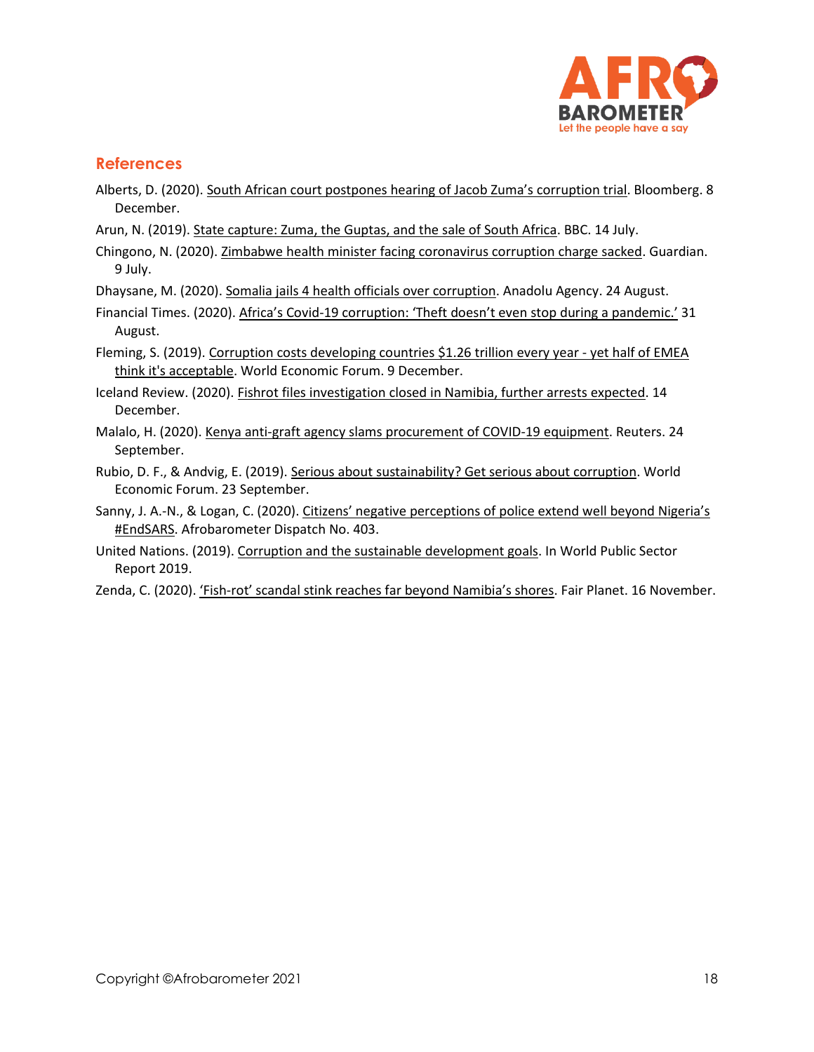## References

Alberts, D. (2020). South African court postpones hearing of Jacob Zuma's corruption trial. Bloomberg. 8 December.

Arun, N. (2019). State capture: Zuma, the Guptas, and the sale of South Africa. BBC. 14 July.

Chingono, N. (2020). Zimbabwe health minister facing coronavirus corruption charge sacked. Guardian. 9 July.

Dhaysane, M. (2020). Somalia jails 4 health officials over corruption. Anadolu Agency. 24 August.

Financial Times. (2020). Africa's Covid-19 corruption: 'Theft doesn't even stop during a pandemic.' 31 August.

Fleming, S. (2019). Corruption costs developing countries $1.26 trillion every year - yet half of EMEA think it's acceptable. World Economic Forum. 9 December.

Iceland Review. (2020). Fishrot files investigation closed in Namibia, further arrests expected. 14 December.

Malalo, H. (2020). Kenya anti-graft agency slams procurement of COVID-19 equipment. Reuters. 24 September.

Rubio, D. F., & Andvig, E. (2019). Serious about sustainability? Get serious about corruption. World Economic Forum. 23 September.

Sanny, J. A.-N., & Logan, C. (2020). Citizens' negative perceptions of police extend well beyond Nigeria's #EndSARS. Afrobarometer Dispatch No. 403.

United Nations. (2019). Corruption and the sustainable development goals. In World Public Sector Report 2019.

Zenda, C. (2020). 'Fish-rot' scandal stink reaches far beyond Namibia's shores. Fair Planet. 16 November.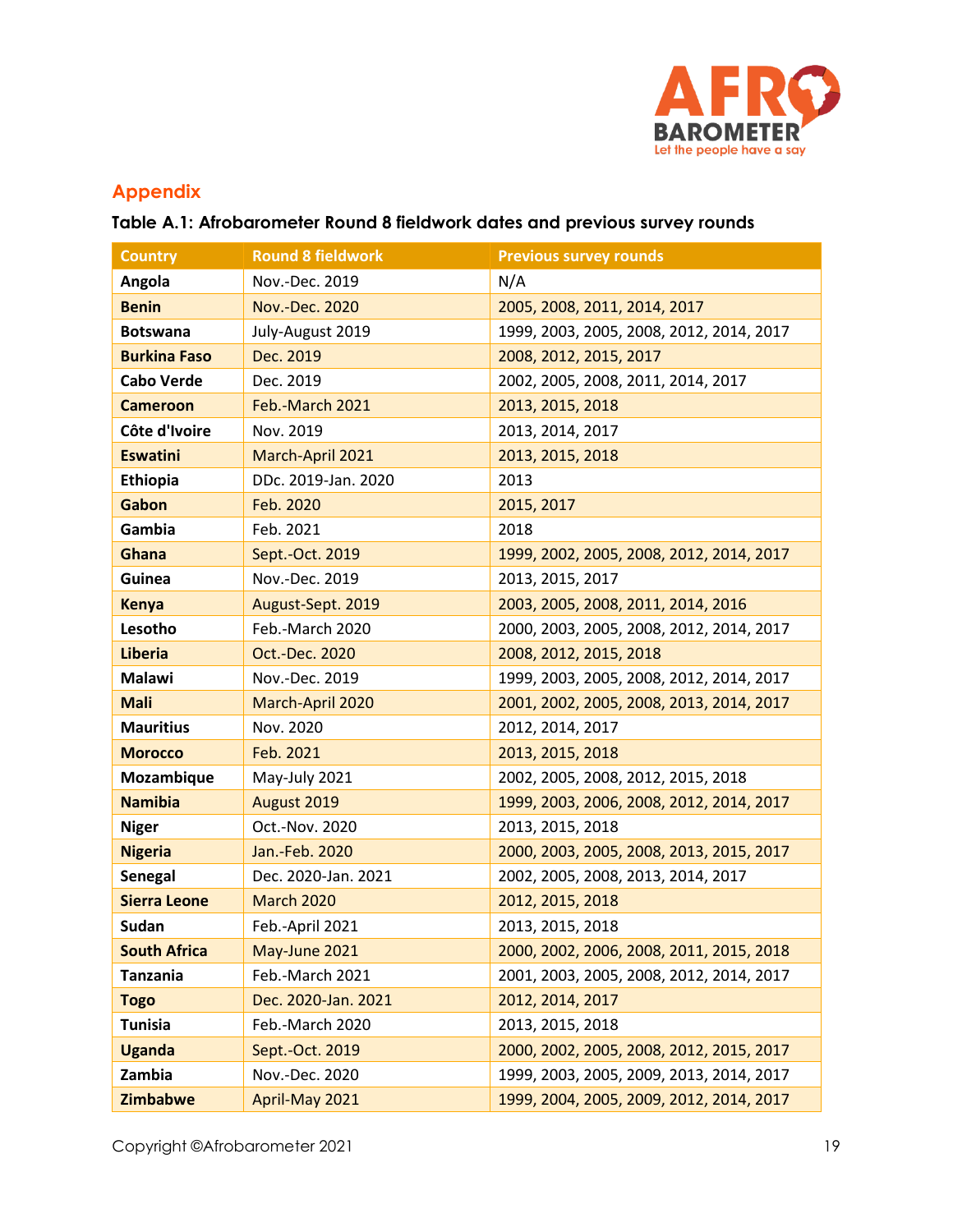## Appendix

### Table A.1: Afrobarometer Round 8 fieldwork dates and previous survey rounds

| Country | Round 8 fieldwork | Previous survey rounds |
|---|---|---|
| **Angola** | Nov.-Dec. 2019 | N/A |
| **Benin** | Nov.-Dec. 2020 | 2005, 2008, 2011, 2014, 2017 |
| **Botswana** | July-August 2019 | 1999, 2003, 2005, 2008, 2012, 2014, 2017 |
| **Burkina Faso** | Dec. 2019 | 2008, 2012, 2015, 2017 |
| **Cabo Verde** | Dec. 2019 | 2002, 2005, 2008, 2011, 2014, 2017 |
| **Cameroon** | Feb.-March 2021 | 2013, 2015, 2018 |
| **Côte d'Ivoire** | Nov. 2019 | 2013, 2014, 2017 |
| **Eswatini** | March-April 2021 | 2013, 2015, 2018 |
| **Ethiopia** | DDc. 2019-Jan. 2020 | 2013 |
| **Gabon** | Feb. 2020 | 2015, 2017 |
| **Gambia** | Feb. 2021 | 2018 |
| **Ghana** | Sept.-Oct. 2019 | 1999, 2002, 2005, 2008, 2012, 2014, 2017 |
| **Guinea** | Nov.-Dec. 2019 | 2013, 2015, 2017 |
| **Kenya** | August-Sept. 2019 | 2003, 2005, 2008, 2011, 2014, 2016 |
| **Lesotho** | Feb.-March 2020 | 2000, 2003, 2005, 2008, 2012, 2014, 2017 |
| **Liberia** | Oct.-Dec. 2020 | 2008, 2012, 2015, 2018 |
| **Malawi** | Nov.-Dec. 2019 | 1999, 2003, 2005, 2008, 2012, 2014, 2017 |
| **Mali** | March-April 2020 | 2001, 2002, 2005, 2008, 2013, 2014, 2017 |
| **Mauritius** | Nov. 2020 | 2012, 2014, 2017 |
| **Morocco** | Feb. 2021 | 2013, 2015, 2018 |
| **Mozambique** | May-July 2021 | 2002, 2005, 2008, 2012, 2015, 2018 |
| **Namibia** | August 2019 | 1999, 2003, 2006, 2008, 2012, 2014, 2017 |
| **Niger** | Oct.-Nov. 2020 | 2013, 2015, 2018 |
| **Nigeria** | Jan.-Feb. 2020 | 2000, 2003, 2005, 2008, 2013, 2015, 2017 |
| **Senegal** | Dec. 2020-Jan. 2021 | 2002, 2005, 2008, 2013, 2014, 2017 |
| **Sierra Leone** | March 2020 | 2012, 2015, 2018 |
| **Sudan** | Feb.-April 2021 | 2013, 2015, 2018 |
| **South Africa** | May-June 2021 | 2000, 2002, 2006, 2008, 2011, 2015, 2018 |
| **Tanzania** | Feb.-March 2021 | 2001, 2003, 2005, 2008, 2012, 2014, 2017 |
| **Togo** | Dec. 2020-Jan. 2021 | 2012, 2014, 2017 |
| **Tunisia** | Feb.-March 2020 | 2013, 2015, 2018 |
| **Uganda** | Sept.-Oct. 2019 | 2000, 2002, 2005, 2008, 2012, 2015, 2017 |
| **Zambia** | Nov.-Dec. 2020 | 1999, 2003, 2005, 2009, 2013, 2014, 2017 |
| **Zimbabwe** | April-May 2021 | 1999, 2004, 2005, 2009, 2012, 2014, 2017 |

Copyright ©Afrobarometer 2021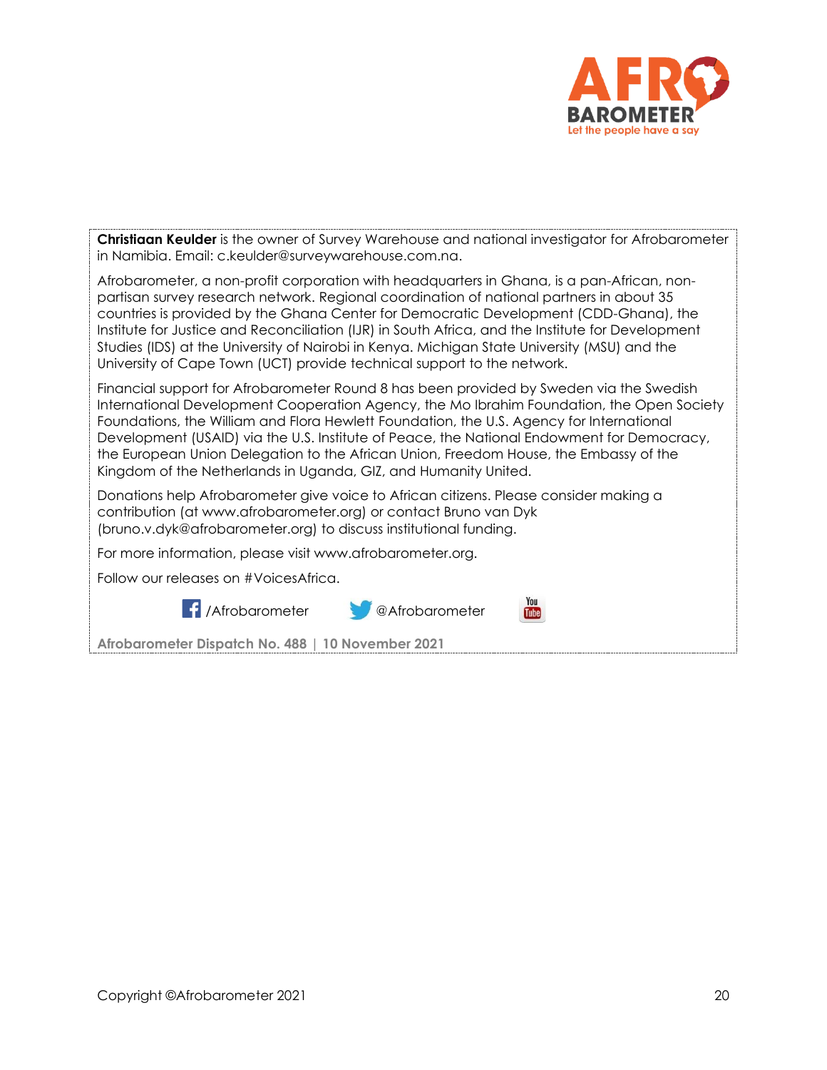**Christiaan Keulder** is the owner of Survey Warehouse and national investigator for Afrobarometer in Namibia. Email: c.keulder@surveywarehouse.com.na.

Afrobarometer, a non-profit corporation with headquarters in Ghana, is a pan-African, non-partisan survey research network. Regional coordination of national partners in about 35 countries is provided by the Ghana Center for Democratic Development (CDD-Ghana), the Institute for Justice and Reconciliation (IJR) in South Africa, and the Institute for Development Studies (IDS) at the University of Nairobi in Kenya. Michigan State University (MSU) and the University of Cape Town (UCT) provide technical support to the network.

Financial support for Afrobarometer Round 8 has been provided by Sweden via the Swedish International Development Cooperation Agency, the Mo Ibrahim Foundation, the Open Society Foundations, the William and Flora Hewlett Foundation, the U.S. Agency for International Development (USAID) via the U.S. Institute of Peace, the National Endowment for Democracy, the European Union Delegation to the African Union, Freedom House, the Embassy of the Kingdom of the Netherlands in Uganda, GIZ, and Humanity United.

Donations help Afrobarometer give voice to African citizens. Please consider making a contribution (at www.afrobarometer.org) or contact Bruno van Dyk (bruno.v.dyk@afrobarometer.org) to discuss institutional funding.

For more information, please visit www.afrobarometer.org.

Follow our releases on #VoicesAfrica.

/Afrobarometer @Afrobarometer

**Afrobarometer Dispatch No. 488 | 10 November 2021**